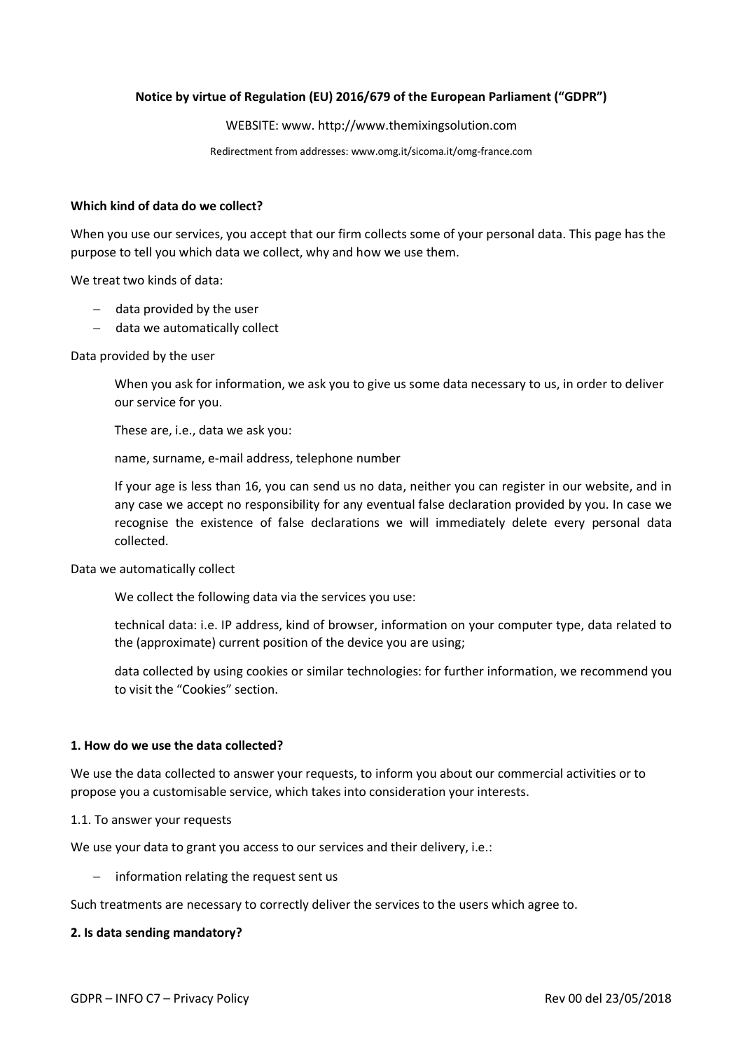**Notice by virtue of Regulation (EU) 2016/679 of the European Parliament ("GDPR")**

WEBSITE: www. http://www.themixingsolution.com

Redirectment from addresses: www.omg.it/sicoma.it/omg-france.com

**Which kind of data do we collect?**

When you use our services, you accept that our firm collects some of your personal data. This page has the purpose to tell you which data we collect, why and how we use them.

We treat two kinds of data:

- data provided by the user
- data we automatically collect

Data provided by the user

> When you ask for information, we ask you to give us some data necessary to us, in order to deliver our service for you.
>
> These are, i.e., data we ask you:
>
> name, surname, e-mail address, telephone number
>
> If your age is less than 16, you can send us no data, neither you can register in our website, and in any case we accept no responsibility for any eventual false declaration provided by you. In case we recognise the existence of false declarations we will immediately delete every personal data collected.

Data we automatically collect

> We collect the following data via the services you use:
>
> technical data: i.e. IP address, kind of browser, information on your computer type, data related to the (approximate) current position of the device you are using;
>
> data collected by using cookies or similar technologies: for further information, we recommend you to visit the "Cookies" section.

**1. How do we use the data collected?**

We use the data collected to answer your requests, to inform you about our commercial activities or to propose you a customisable service, which takes into consideration your interests.

1.1. To answer your requests

We use your data to grant you access to our services and their delivery, i.e.:

- information relating the request sent us

Such treatments are necessary to correctly deliver the services to the users which agree to.

**2. Is data sending mandatory?**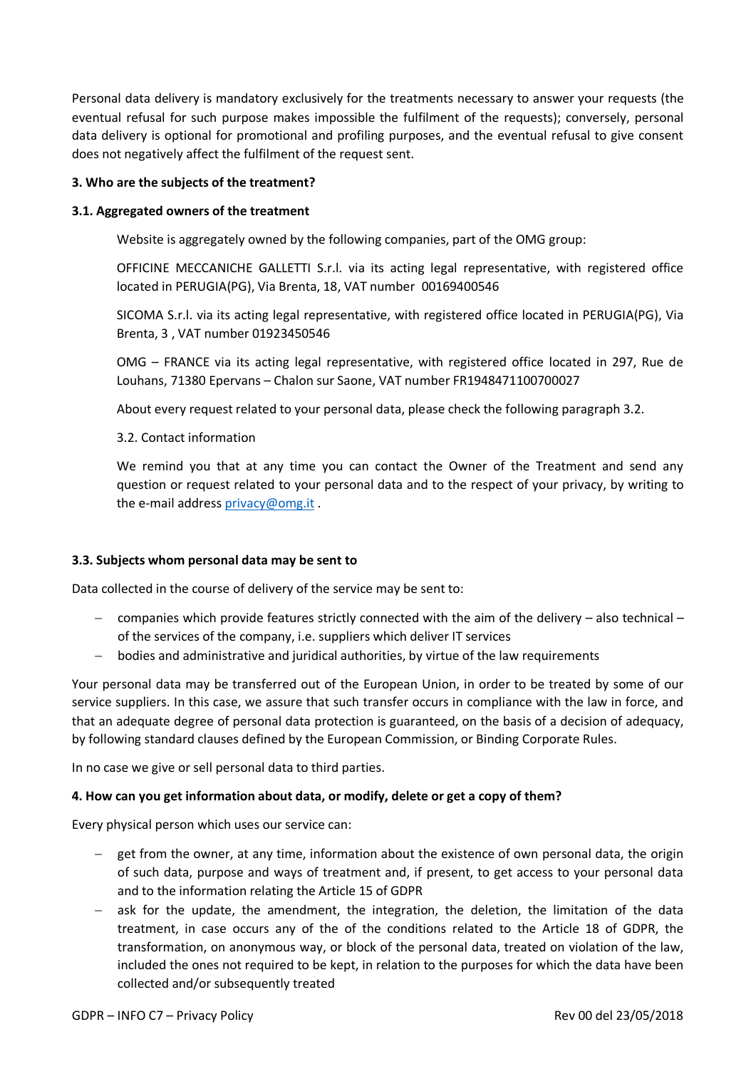Personal data delivery is mandatory exclusively for the treatments necessary to answer your requests (the eventual refusal for such purpose makes impossible the fulfilment of the requests); conversely, personal data delivery is optional for promotional and profiling purposes, and the eventual refusal to give consent does not negatively affect the fulfilment of the request sent.

**3. Who are the subjects of the treatment?**

**3.1. Aggregated owners of the treatment**

Website is aggregately owned by the following companies, part of the OMG group:

OFFICINE MECCANICHE GALLETTI S.r.l. via its acting legal representative, with registered office located in PERUGIA(PG), Via Brenta, 18, VAT number 00169400546

SICOMA S.r.l. via its acting legal representative, with registered office located in PERUGIA(PG), Via Brenta, 3 , VAT number 01923450546

OMG – FRANCE via its acting legal representative, with registered office located in 297, Rue de Louhans, 71380 Epervans – Chalon sur Saone, VAT number FR1948471100700027

About every request related to your personal data, please check the following paragraph 3.2.

3.2. Contact information

We remind you that at any time you can contact the Owner of the Treatment and send any question or request related to your personal data and to the respect of your privacy, by writing to the e-mail address privacy@omg.it .

**3.3. Subjects whom personal data may be sent to**

Data collected in the course of delivery of the service may be sent to:

- companies which provide features strictly connected with the aim of the delivery – also technical – of the services of the company, i.e. suppliers which deliver IT services
- bodies and administrative and juridical authorities, by virtue of the law requirements

Your personal data may be transferred out of the European Union, in order to be treated by some of our service suppliers. In this case, we assure that such transfer occurs in compliance with the law in force, and that an adequate degree of personal data protection is guaranteed, on the basis of a decision of adequacy, by following standard clauses defined by the European Commission, or Binding Corporate Rules.

In no case we give or sell personal data to third parties.

**4. How can you get information about data, or modify, delete or get a copy of them?**

Every physical person which uses our service can:

- get from the owner, at any time, information about the existence of own personal data, the origin of such data, purpose and ways of treatment and, if present, to get access to your personal data and to the information relating the Article 15 of GDPR
- ask for the update, the amendment, the integration, the deletion, the limitation of the data treatment, in case occurs any of the of the conditions related to the Article 18 of GDPR, the transformation, on anonymous way, or block of the personal data, treated on violation of the law, included the ones not required to be kept, in relation to the purposes for which the data have been collected and/or subsequently treated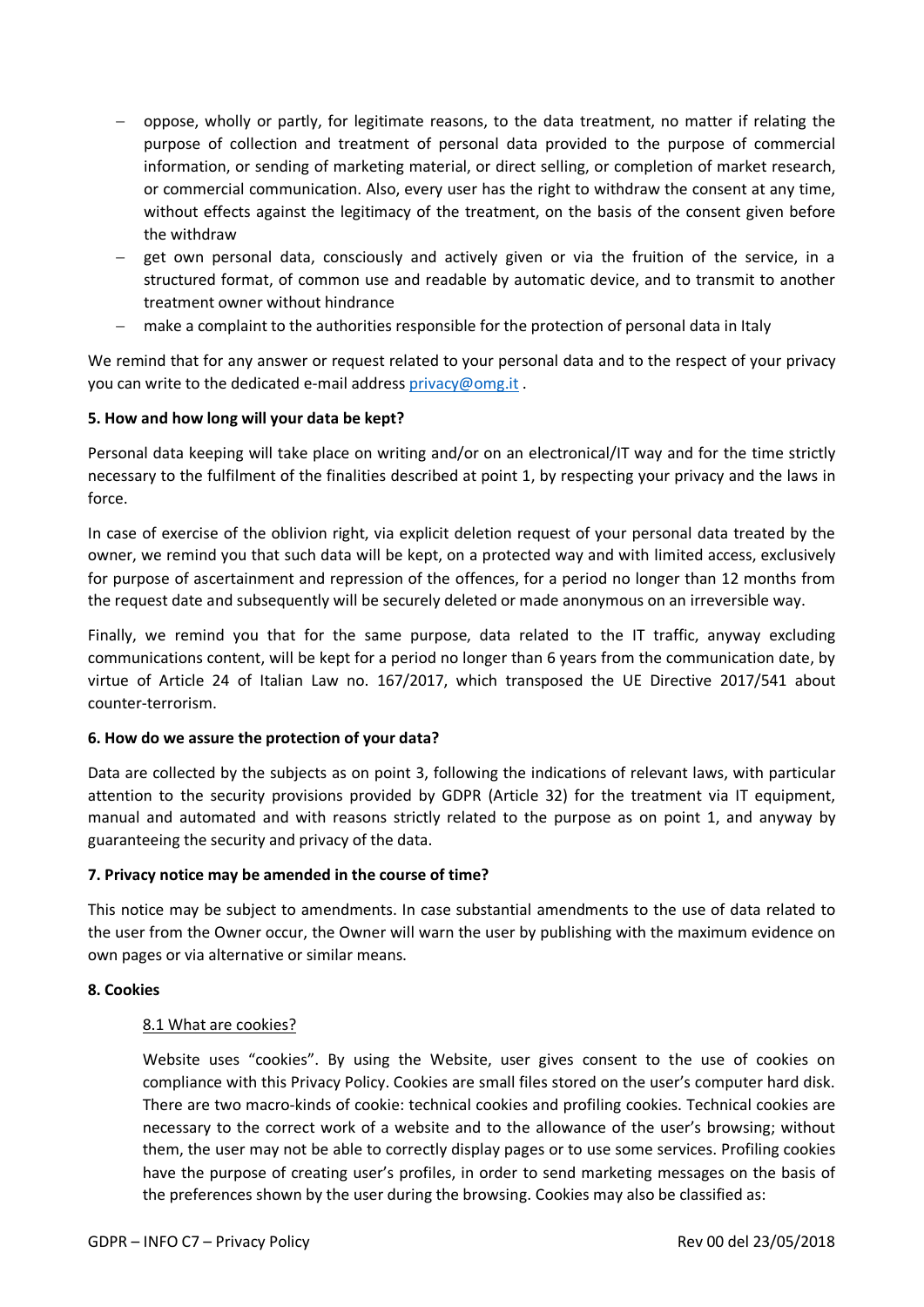- oppose, wholly or partly, for legitimate reasons, to the data treatment, no matter if relating the purpose of collection and treatment of personal data provided to the purpose of commercial information, or sending of marketing material, or direct selling, or completion of market research, or commercial communication. Also, every user has the right to withdraw the consent at any time, without effects against the legitimacy of the treatment, on the basis of the consent given before the withdraw
- get own personal data, consciously and actively given or via the fruition of the service, in a structured format, of common use and readable by automatic device, and to transmit to another treatment owner without hindrance
- make a complaint to the authorities responsible for the protection of personal data in Italy

We remind that for any answer or request related to your personal data and to the respect of your privacy you can write to the dedicated e-mail address privacy@omg.it .

**5. How and how long will your data be kept?**

Personal data keeping will take place on writing and/or on an electronical/IT way and for the time strictly necessary to the fulfilment of the finalities described at point 1, by respecting your privacy and the laws in force.

In case of exercise of the oblivion right, via explicit deletion request of your personal data treated by the owner, we remind you that such data will be kept, on a protected way and with limited access, exclusively for purpose of ascertainment and repression of the offences, for a period no longer than 12 months from the request date and subsequently will be securely deleted or made anonymous on an irreversible way.

Finally, we remind you that for the same purpose, data related to the IT traffic, anyway excluding communications content, will be kept for a period no longer than 6 years from the communication date, by virtue of Article 24 of Italian Law no. 167/2017, which transposed the UE Directive 2017/541 about counter-terrorism.

**6. How do we assure the protection of your data?**

Data are collected by the subjects as on point 3, following the indications of relevant laws, with particular attention to the security provisions provided by GDPR (Article 32) for the treatment via IT equipment, manual and automated and with reasons strictly related to the purpose as on point 1, and anyway by guaranteeing the security and privacy of the data.

**7. Privacy notice may be amended in the course of time?**

This notice may be subject to amendments. In case substantial amendments to the use of data related to the user from the Owner occur, the Owner will warn the user by publishing with the maximum evidence on own pages or via alternative or similar means.

**8. Cookies**

8.1 What are cookies?

Website uses "cookies". By using the Website, user gives consent to the use of cookies on compliance with this Privacy Policy. Cookies are small files stored on the user's computer hard disk. There are two macro-kinds of cookie: technical cookies and profiling cookies. Technical cookies are necessary to the correct work of a website and to the allowance of the user's browsing; without them, the user may not be able to correctly display pages or to use some services. Profiling cookies have the purpose of creating user's profiles, in order to send marketing messages on the basis of the preferences shown by the user during the browsing. Cookies may also be classified as: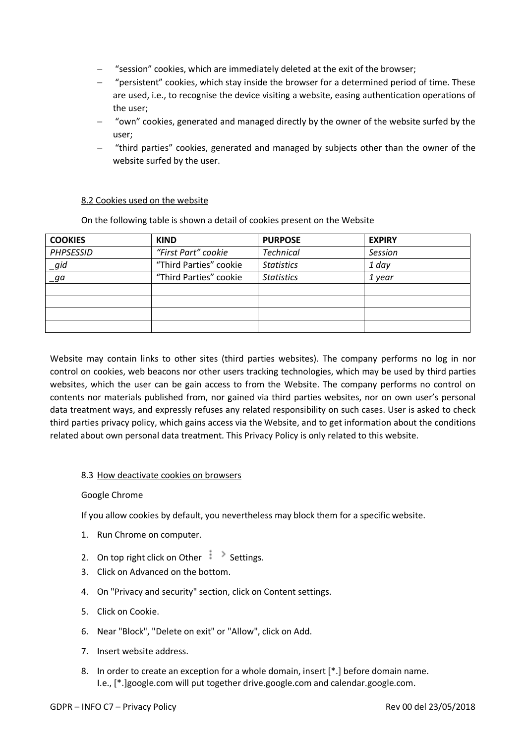- “session” cookies, which are immediately deleted at the exit of the browser;
- “persistent” cookies, which stay inside the browser for a determined period of time. These are used, i.e., to recognise the device visiting a website, easing authentication operations of the user;
- “own” cookies, generated and managed directly by the owner of the website surfed by the user;
- “third parties” cookies, generated and managed by subjects other than the owner of the website surfed by the user.

### 8.2 Cookies used on the website

On the following table is shown a detail of cookies present on the Website

| **COOKIES** | **KIND** | **PURPOSE** | **EXPIRY** |
|---|---|---|---|
| *PHPSESSID* | *“First Part” cookie* | *Technical* | *Session* |
| *_gid* | “Third Parties” cookie | *Statistics* | *1 day* |
| *_ga* | “Third Parties” cookie | *Statistics* | *1 year* |
| | | | |
| | | | |
| | | | |
| | | | |

Website may contain links to other sites (third parties websites). The company performs no log in nor control on cookies, web beacons nor other users tracking technologies, which may be used by third parties websites, which the user can be gain access to from the Website. The company performs no control on contents nor materials published from, nor gained via third parties websites, nor on own user’s personal data treatment ways, and expressly refuses any related responsibility on such cases. User is asked to check third parties privacy policy, which gains access via the Website, and to get information about the conditions related about own personal data treatment. This Privacy Policy is only related to this website.

### 8.3 How deactivate cookies on browsers

Google Chrome

If you allow cookies by default, you nevertheless may block them for a specific website.

1. Run Chrome on computer.
2. On top right click on Other ⋮ > Settings.
3. Click on Advanced on the bottom.
4. On "Privacy and security" section, click on Content settings.
5. Click on Cookie.
6. Near "Block", "Delete on exit" or "Allow", click on Add.
7. Insert website address.
8. In order to create an exception for a whole domain, insert [*.] before domain name. I.e., [*.]google.com will put together drive.google.com and calendar.google.com.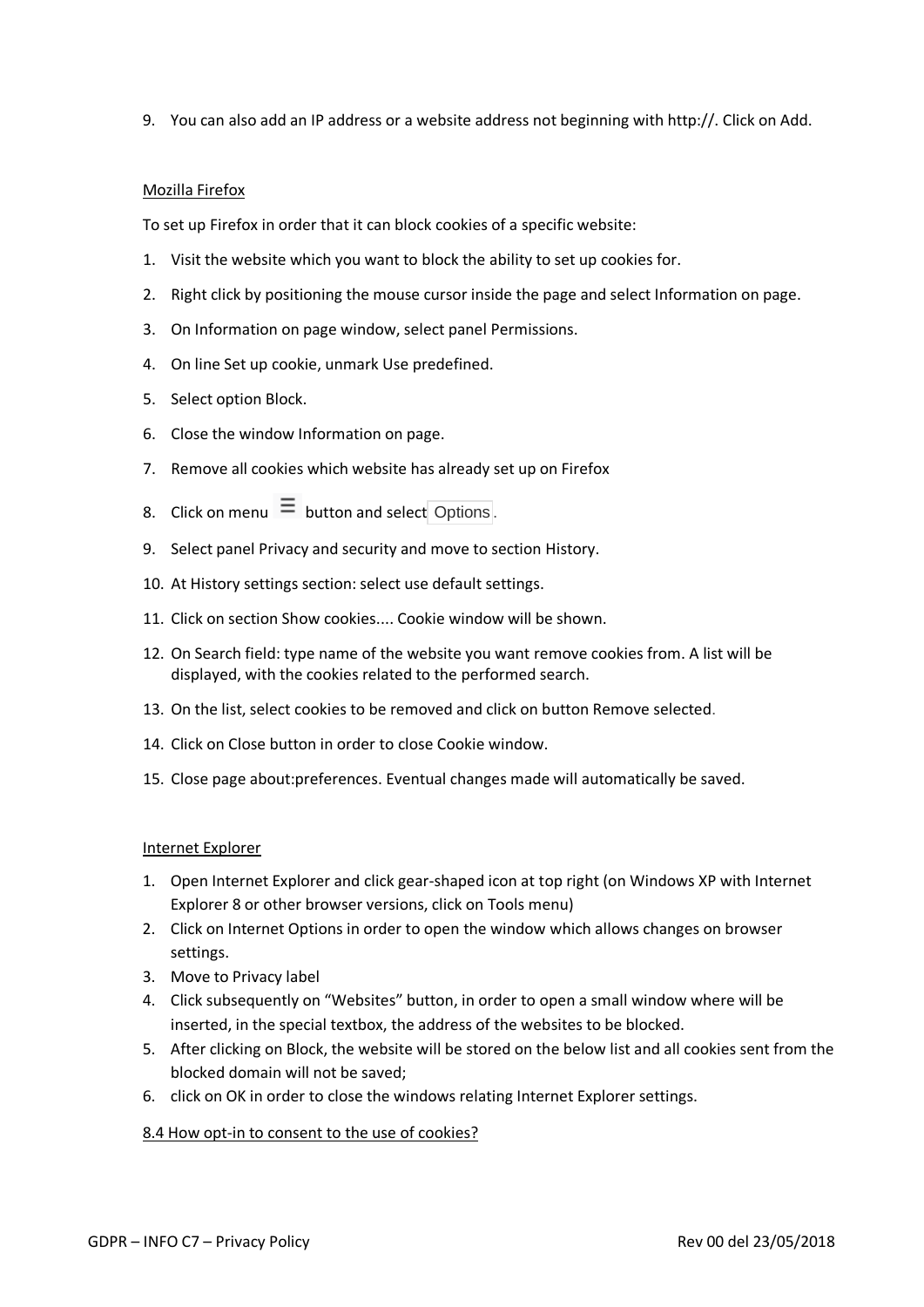9. You can also add an IP address or a website address not beginning with http://. Click on Add.

<u>Mozilla Firefox</u>

To set up Firefox in order that it can block cookies of a specific website:

1. Visit the website which you want to block the ability to set up cookies for.
2. Right click by positioning the mouse cursor inside the page and select Information on page.
3. On Information on page window, select panel Permissions.
4. On line Set up cookie, unmark Use predefined.
5. Select option Block.
6. Close the window Information on page.
7. Remove all cookies which website has already set up on Firefox
8. Click on menu ☰ button and select Options.
9. Select panel Privacy and security and move to section History.
10. At History settings section: select use default settings.
11. Click on section Show cookies.... Cookie window will be shown.
12. On Search field: type name of the website you want remove cookies from. A list will be displayed, with the cookies related to the performed search.
13. On the list, select cookies to be removed and click on button Remove selected.
14. Click on Close button in order to close Cookie window.
15. Close page about:preferences. Eventual changes made will automatically be saved.

<u>Internet Explorer</u>

1. Open Internet Explorer and click gear-shaped icon at top right (on Windows XP with Internet Explorer 8 or other browser versions, click on Tools menu)
2. Click on Internet Options in order to open the window which allows changes on browser settings.
3. Move to Privacy label
4. Click subsequently on "Websites" button, in order to open a small window where will be inserted, in the special textbox, the address of the websites to be blocked.
5. After clicking on Block, the website will be stored on the below list and all cookies sent from the blocked domain will not be saved;
6. click on OK in order to close the windows relating Internet Explorer settings.

<u>8.4 How opt-in to consent to the use of cookies?</u>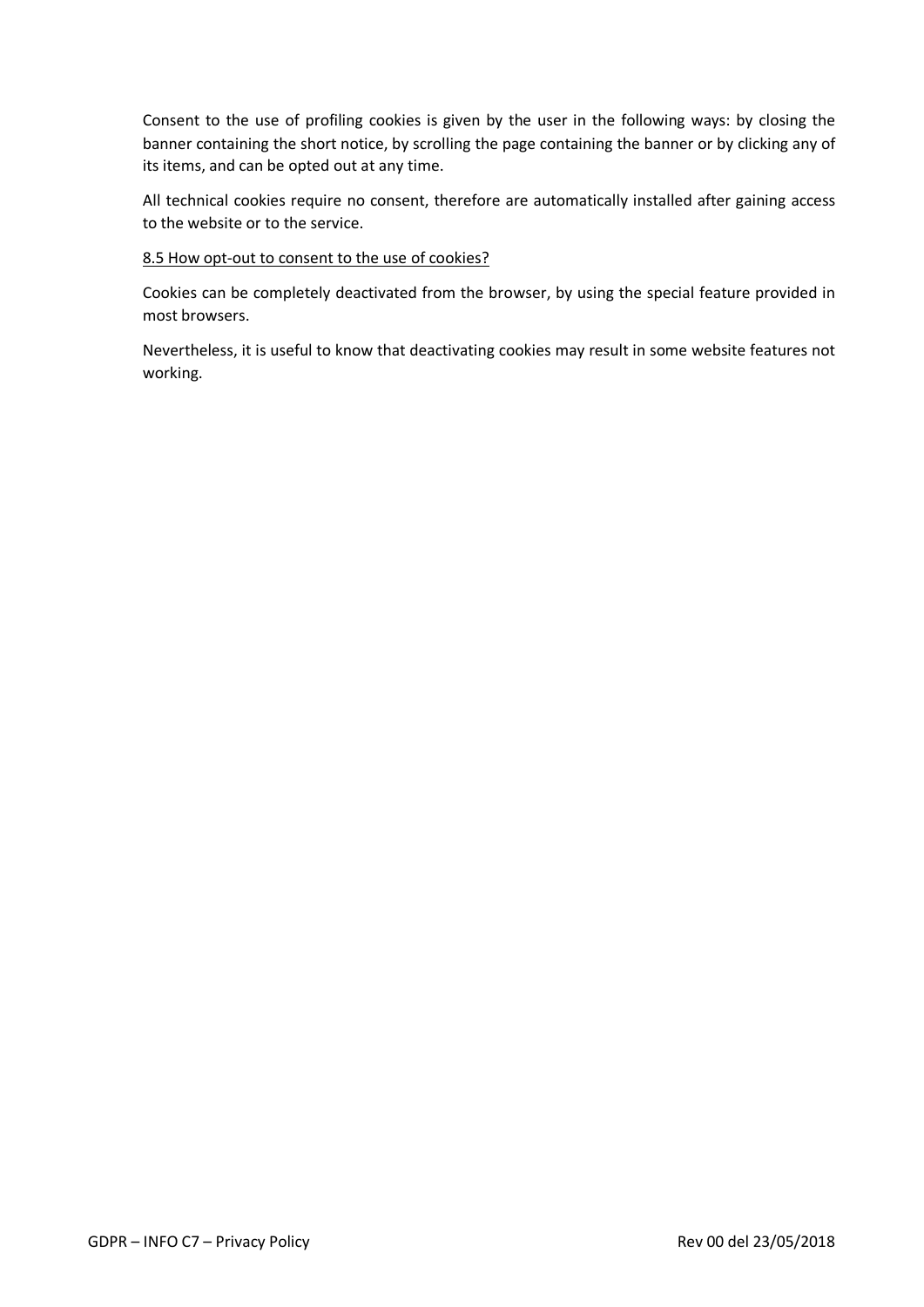Consent to the use of profiling cookies is given by the user in the following ways: by closing the banner containing the short notice, by scrolling the page containing the banner or by clicking any of its items, and can be opted out at any time.

All technical cookies require no consent, therefore are automatically installed after gaining access to the website or to the service.

<u>8.5 How opt-out to consent to the use of cookies?</u>

Cookies can be completely deactivated from the browser, by using the special feature provided in most browsers.

Nevertheless, it is useful to know that deactivating cookies may result in some website features not working.